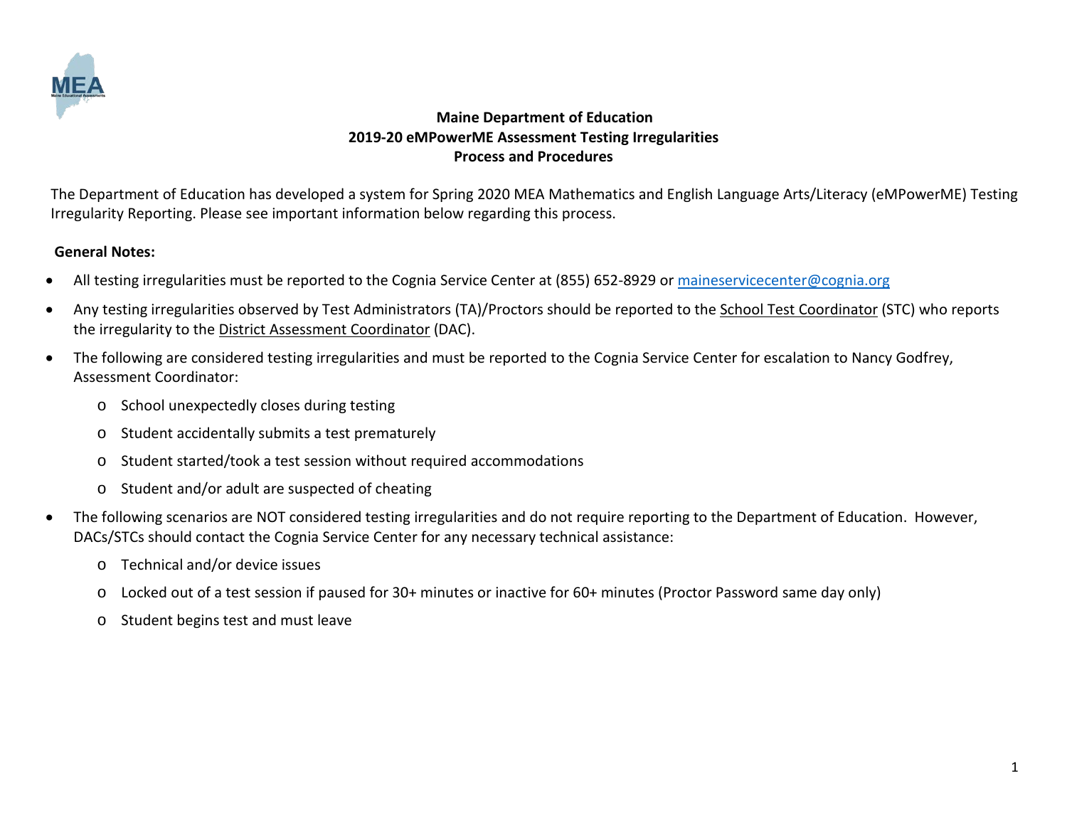**Maine Department of Education**
**2019-20 eMPowerME Assessment Testing Irregularities**
**Process and Procedures**

The Department of Education has developed a system for Spring 2020 MEA Mathematics and English Language Arts/Literacy (eMPowerME) Testing Irregularity Reporting. Please see important information below regarding this process.

**General Notes:**

- All testing irregularities must be reported to the Cognia Service Center at (855) 652-8929 or maineservicecenter@cognia.org
- Any testing irregularities observed by Test Administrators (TA)/Proctors should be reported to the School Test Coordinator (STC) who reports the irregularity to the District Assessment Coordinator (DAC).
- The following are considered testing irregularities and must be reported to the Cognia Service Center for escalation to Nancy Godfrey, Assessment Coordinator:
  - School unexpectedly closes during testing
  - Student accidentally submits a test prematurely
  - Student started/took a test session without required accommodations
  - Student and/or adult are suspected of cheating
- The following scenarios are NOT considered testing irregularities and do not require reporting to the Department of Education. However, DACs/STCs should contact the Cognia Service Center for any necessary technical assistance:
  - Technical and/or device issues
  - Locked out of a test session if paused for 30+ minutes or inactive for 60+ minutes (Proctor Password same day only)
  - Student begins test and must leave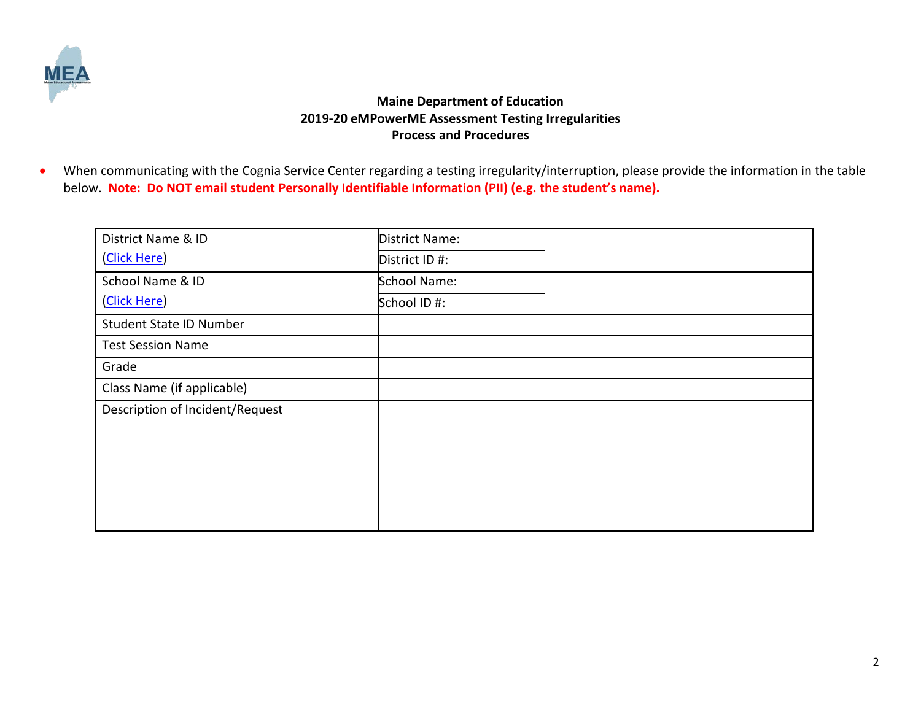**Maine Department of Education**
**2019-20 eMPowerME Assessment Testing Irregularities**
**Process and Procedures**

- When communicating with the Cognia Service Center regarding a testing irregularity/interruption, please provide the information in the table below. **Note: Do NOT email student Personally Identifiable Information (PII) (e.g. the student's name).**

| | |
|---|---|
| District Name & ID (Click Here) | District Name: <br> District ID #: |
| School Name & ID (Click Here) | School Name: <br> School ID #: |
| Student State ID Number | |
| Test Session Name | |
| Grade | |
| Class Name (if applicable) | |
| Description of Incident/Request | |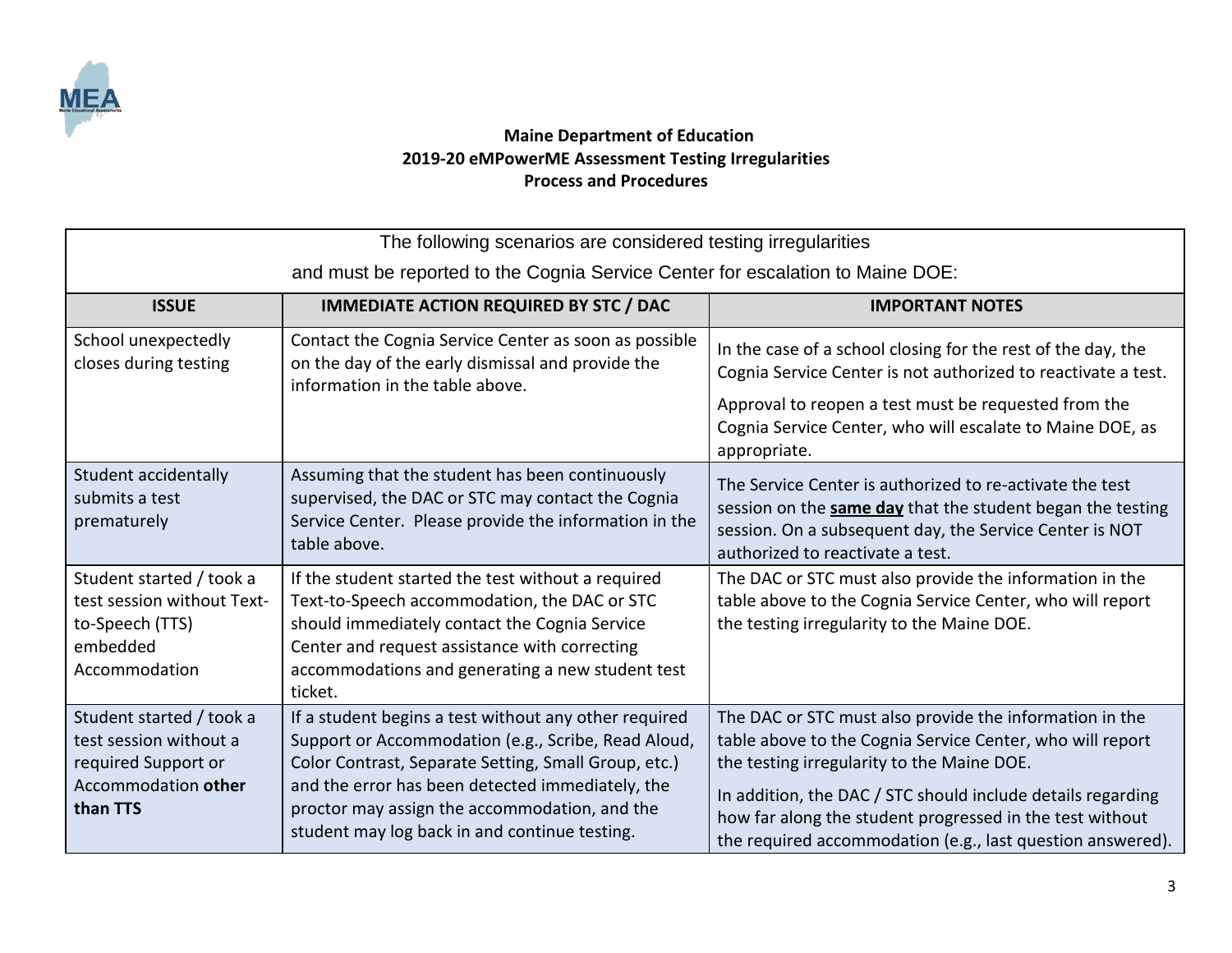**Maine Department of Education**
**2019-20 eMPowerME Assessment Testing Irregularities**
**Process and Procedures**

The following scenarios are considered testing irregularities
and must be reported to the Cognia Service Center for escalation to Maine DOE:

| ISSUE | IMMEDIATE ACTION REQUIRED BY STC / DAC | IMPORTANT NOTES |
|---|---|---|
| School unexpectedly closes during testing | Contact the Cognia Service Center as soon as possible on the day of the early dismissal and provide the information in the table above. | In the case of a school closing for the rest of the day, the Cognia Service Center is not authorized to reactivate a test.<br><br>Approval to reopen a test must be requested from the Cognia Service Center, who will escalate to Maine DOE, as appropriate. |
| Student accidentally submits a test prematurely | Assuming that the student has been continuously supervised, the DAC or STC may contact the Cognia Service Center. Please provide the information in the table above. | The Service Center is authorized to re-activate the test session on the **same day** that the student began the testing session. On a subsequent day, the Service Center is NOT authorized to reactivate a test. |
| Student started / took a test session without Text-to-Speech (TTS) embedded Accommodation | If the student started the test without a required Text-to-Speech accommodation, the DAC or STC should immediately contact the Cognia Service Center and request assistance with correcting accommodations and generating a new student test ticket. | The DAC or STC must also provide the information in the table above to the Cognia Service Center, who will report the testing irregularity to the Maine DOE. |
| Student started / took a test session without a required Support or Accommodation **other than TTS** | If a student begins a test without any other required Support or Accommodation (e.g., Scribe, Read Aloud, Color Contrast, Separate Setting, Small Group, etc.) and the error has been detected immediately, the proctor may assign the accommodation, and the student may log back in and continue testing. | The DAC or STC must also provide the information in the table above to the Cognia Service Center, who will report the testing irregularity to the Maine DOE.<br><br>In addition, the DAC / STC should include details regarding how far along the student progressed in the test without the required accommodation (e.g., last question answered). |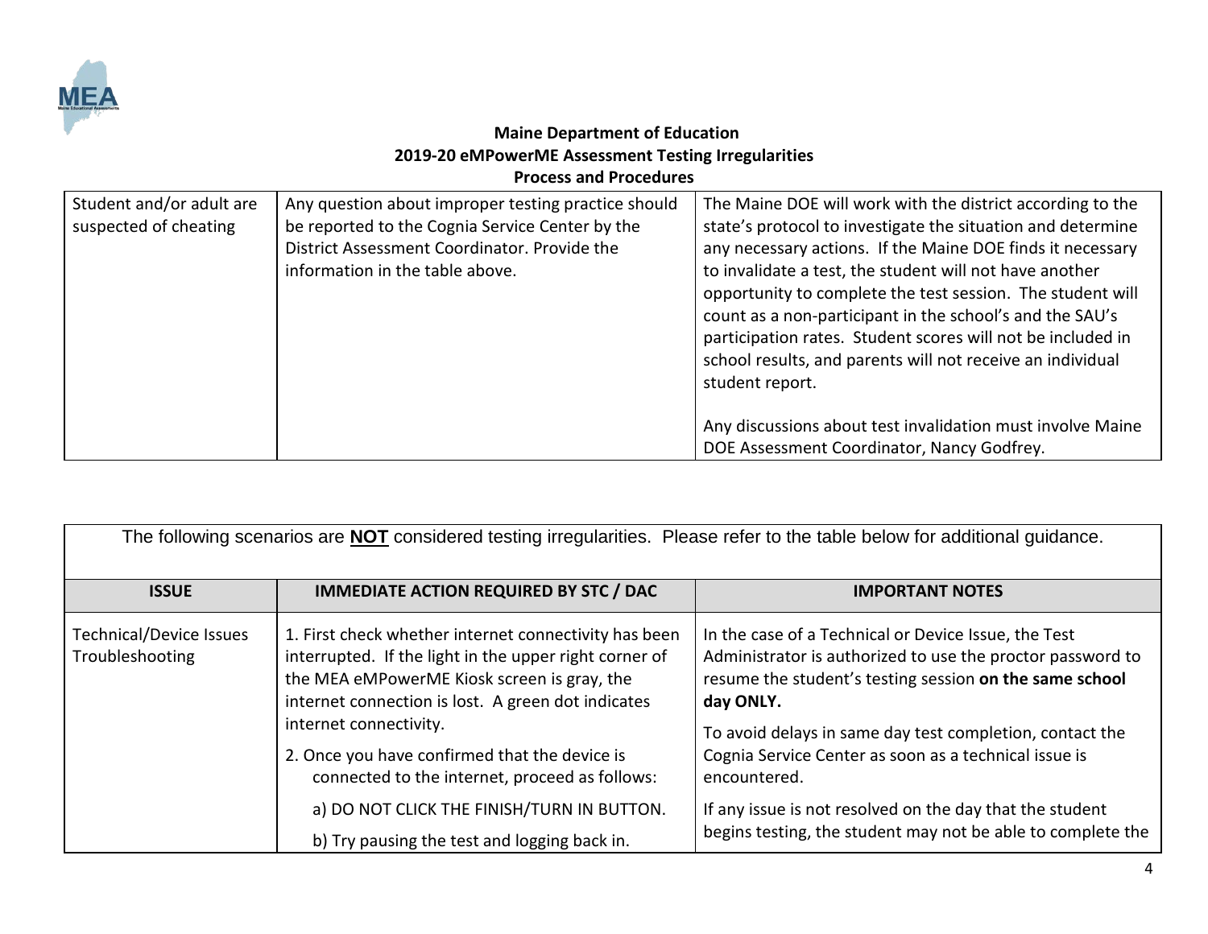**Maine Department of Education**
**2019-20 eMPowerME Assessment Testing Irregularities**
**Process and Procedures**

| | | |
|---|---|---|
| Student and/or adult are suspected of cheating | Any question about improper testing practice should be reported to the Cognia Service Center by the District Assessment Coordinator. Provide the information in the table above. | The Maine DOE will work with the district according to the state's protocol to investigate the situation and determine any necessary actions. If the Maine DOE finds it necessary to invalidate a test, the student will not have another opportunity to complete the test session. The student will count as a non-participant in the school's and the SAU's participation rates. Student scores will not be included in school results, and parents will not receive an individual student report.<br><br>Any discussions about test invalidation must involve Maine DOE Assessment Coordinator, Nancy Godfrey. |

The following scenarios are **NOT** considered testing irregularities. Please refer to the table below for additional guidance.

| ISSUE | IMMEDIATE ACTION REQUIRED BY STC / DAC | IMPORTANT NOTES |
|---|---|---|
| Technical/Device Issues Troubleshooting | 1. First check whether internet connectivity has been interrupted. If the light in the upper right corner of the MEA eMPowerME Kiosk screen is gray, the internet connection is lost. A green dot indicates internet connectivity.<br>2. Once you have confirmed that the device is connected to the internet, proceed as follows:<br>a) DO NOT CLICK THE FINISH/TURN IN BUTTON.<br>b) Try pausing the test and logging back in. | In the case of a Technical or Device Issue, the Test Administrator is authorized to use the proctor password to resume the student's testing session **on the same school day ONLY.**<br>To avoid delays in same day test completion, contact the Cognia Service Center as soon as a technical issue is encountered.<br>If any issue is not resolved on the day that the student begins testing, the student may not be able to complete the |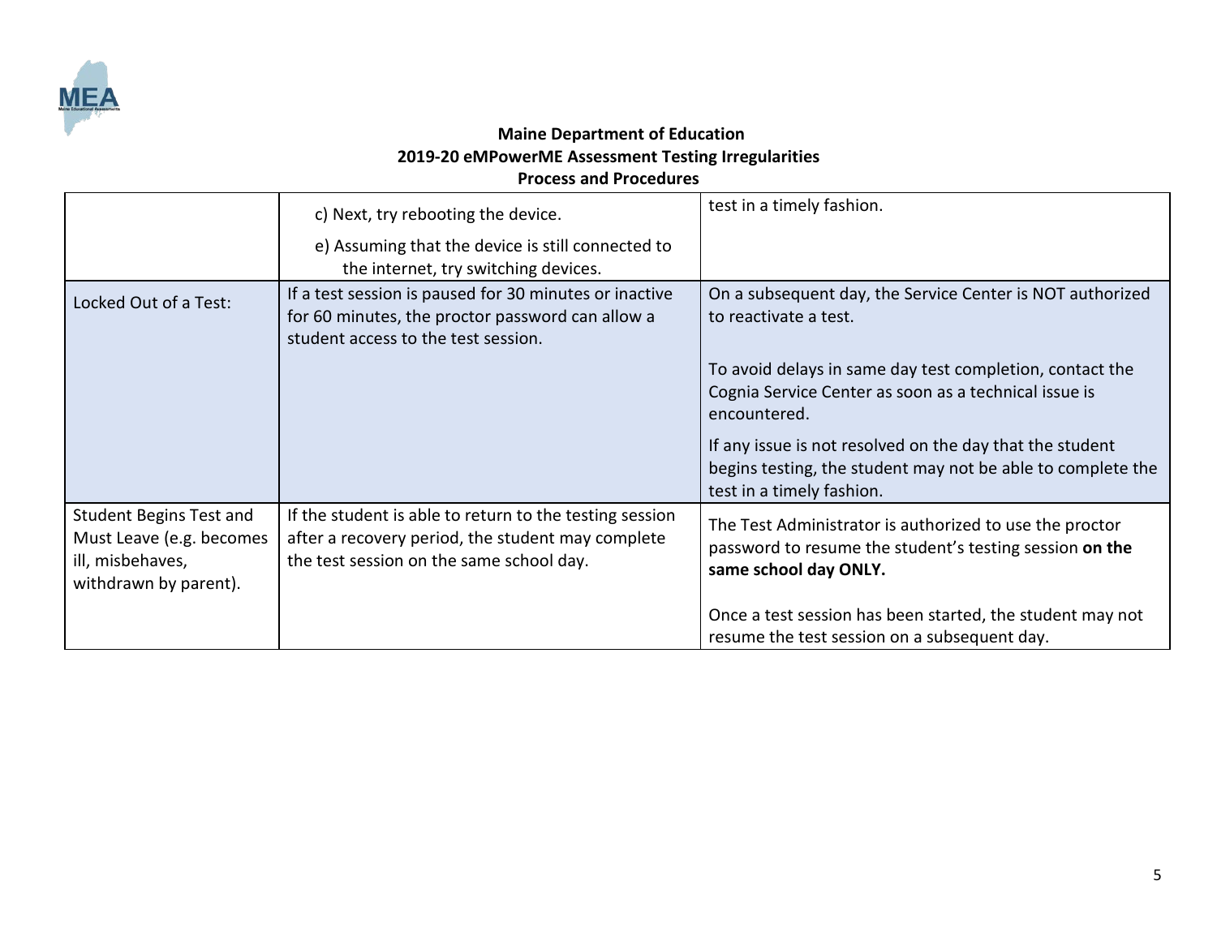| | | |
|---|---|---|
| | c) Next, try rebooting the device.<br><br>e) Assuming that the device is still connected to the internet, try switching devices. | test in a timely fashion. |
| Locked Out of a Test: | If a test session is paused for 30 minutes or inactive for 60 minutes, the proctor password can allow a student access to the test session. | On a subsequent day, the Service Center is NOT authorized to reactivate a test.<br><br>To avoid delays in same day test completion, contact the Cognia Service Center as soon as a technical issue is encountered.<br><br>If any issue is not resolved on the day that the student begins testing, the student may not be able to complete the test in a timely fashion. |
| Student Begins Test and Must Leave (e.g. becomes ill, misbehaves, withdrawn by parent). | If the student is able to return to the testing session after a recovery period, the student may complete the test session on the same school day. | The Test Administrator is authorized to use the proctor password to resume the student's testing session **on the same school day ONLY.**<br><br>Once a test session has been started, the student may not resume the test session on a subsequent day. |